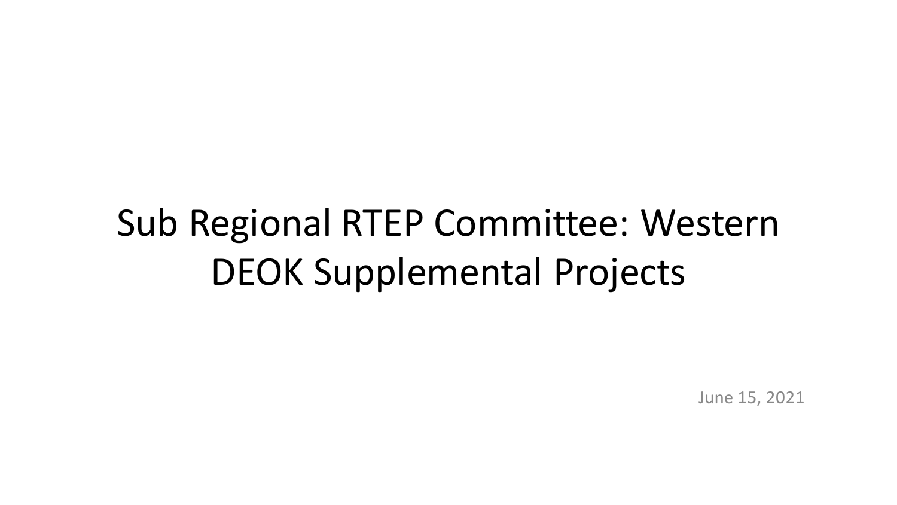# Sub Regional RTEP Committee: Western DEOK Supplemental Projects

June 15, 2021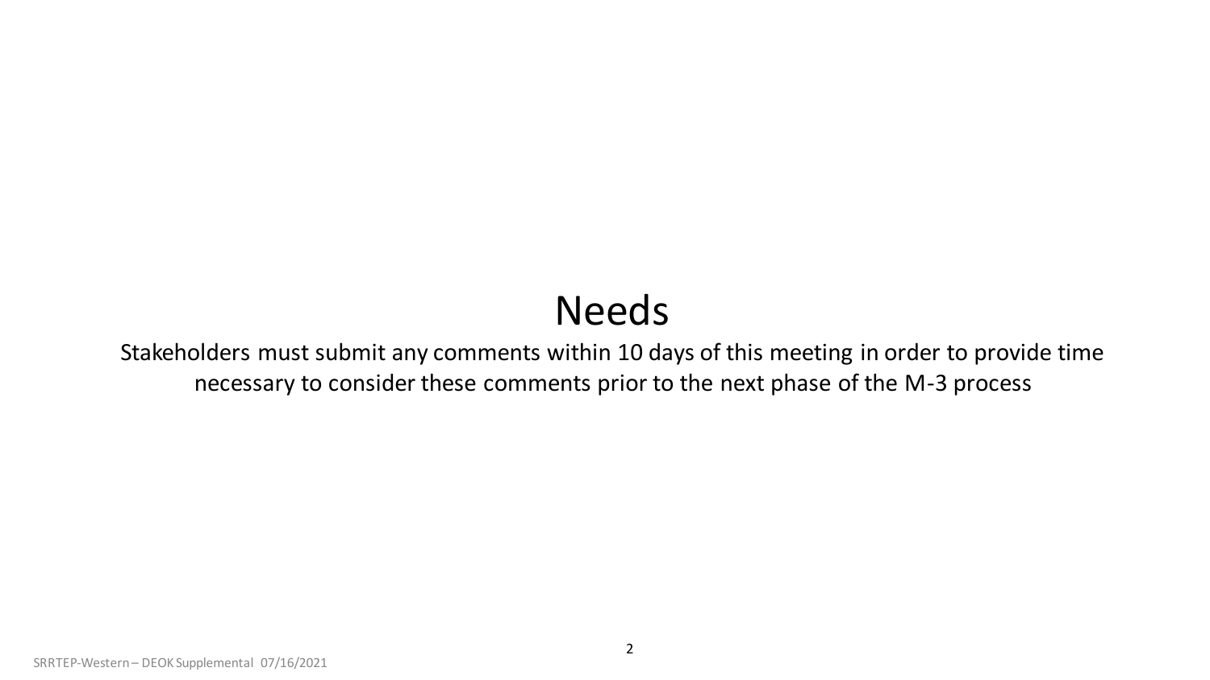# Needs

Stakeholders must submit any comments within 10 days of this meeting in order to provide time necessary to consider these comments prior to the next phase of the M-3 process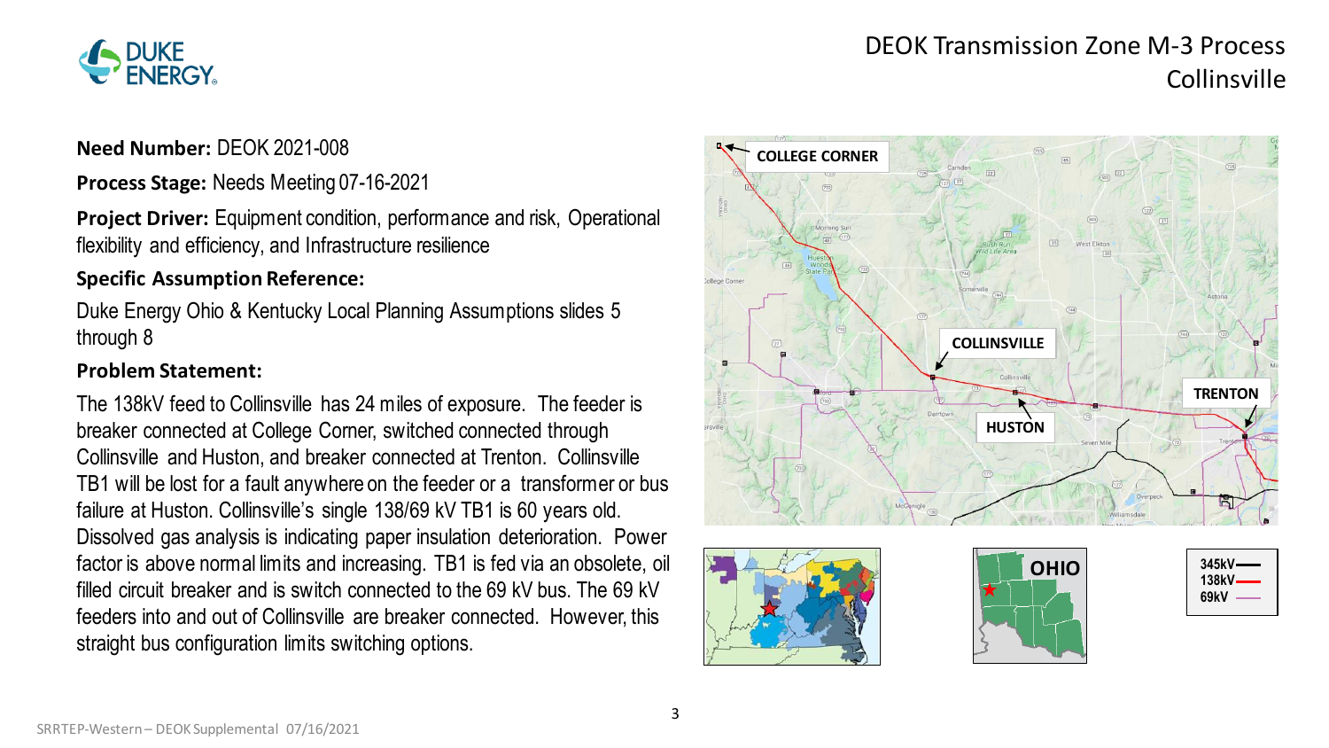# DEOK Transmission Zone M-3 Process Collinsville

**Need Number:** DEOK 2021-008

**Process Stage:** Needs Meeting 07-16-2021

**Project Driver:** Equipment condition, performance and risk, Operational flexibility and efficiency, and Infrastructure resilience

**Specific Assumption Reference:**

Duke Energy Ohio & Kentucky Local Planning Assumptions slides 5 through 8

**Problem Statement:**

The 138kV feed to Collinsville has 24 miles of exposure. The feeder is breaker connected at College Corner, switched connected through Collinsville and Huston, and breaker connected at Trenton. Collinsville TB1 will be lost for a fault anywhere on the feeder or a transformer or bus failure at Huston. Collinsville's single 138/69 kV TB1 is 60 years old. Dissolved gas analysis is indicating paper insulation deterioration. Power factor is above normal limits and increasing. TB1 is fed via an obsolete, oil filled circuit breaker and is switch connected to the 69 kV bus. The 69 kV feeders into and out of Collinsville are breaker connected. However, this straight bus configuration limits switching options.

COLLEGE CORNER

COLLINSVILLE

HUSTON

TRENTON

OHIO

345kV

138kV

69kV

SRRTEP-Western – DEOK Supplemental 07/16/2021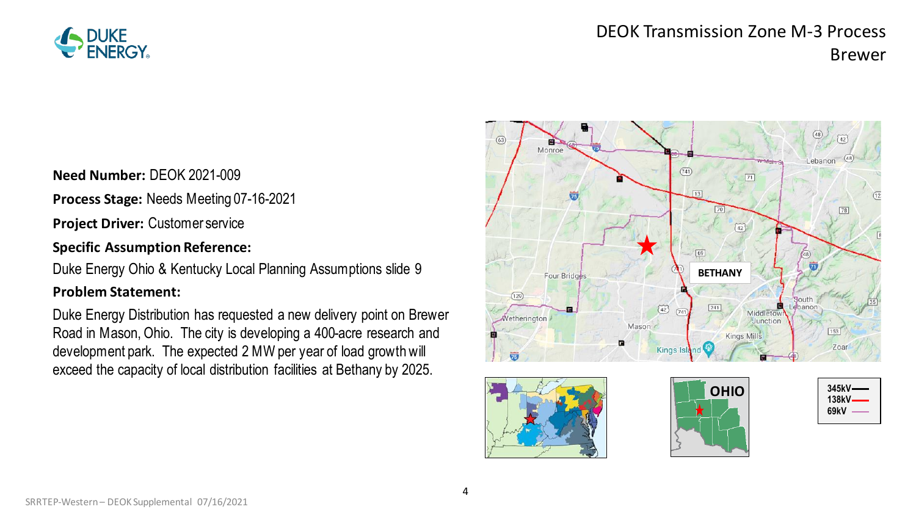# DEOK Transmission Zone M-3 Process
## Brewer

**Need Number:** DEOK 2021-009

**Process Stage:** Needs Meeting 07-16-2021

**Project Driver:** Customer service

**Specific Assumption Reference:**

Duke Energy Ohio & Kentucky Local Planning Assumptions slide 9

**Problem Statement:**

Duke Energy Distribution has requested a new delivery point on Brewer Road in Mason, Ohio. The city is developing a 400-acre research and development park. The expected 2 MW per year of load growth will exceed the capacity of local distribution facilities at Bethany by 2025.

SRRTEP-Western – DEOK Supplemental 07/16/2021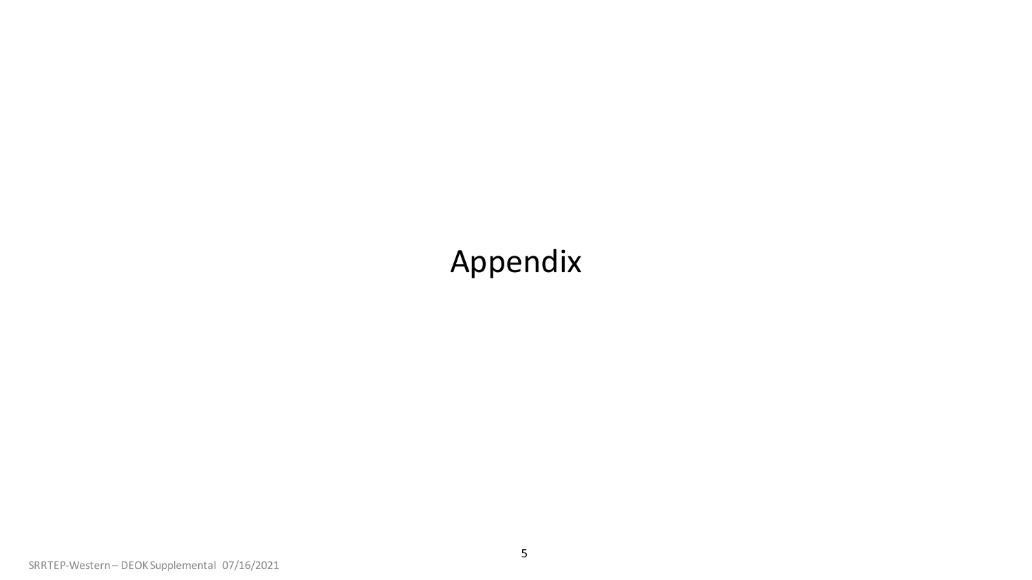# Appendix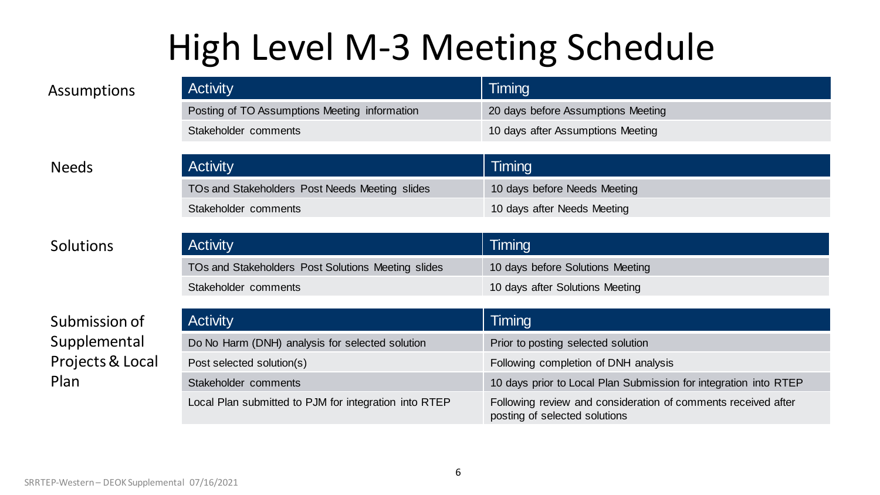# High Level M-3 Meeting Schedule

### Assumptions

| Activity | Timing |
| --- | --- |
| Posting of TO Assumptions Meeting information | 20 days before Assumptions Meeting |
| Stakeholder comments | 10 days after Assumptions Meeting |

### Needs

| Activity | Timing |
| --- | --- |
| TOs and Stakeholders Post Needs Meeting slides | 10 days before Needs Meeting |
| Stakeholder comments | 10 days after Needs Meeting |

### Solutions

| Activity | Timing |
| --- | --- |
| TOs and Stakeholders Post Solutions Meeting slides | 10 days before Solutions Meeting |
| Stakeholder comments | 10 days after Solutions Meeting |

### Submission of Supplemental Projects & Local Plan

| Activity | Timing |
| --- | --- |
| Do No Harm (DNH) analysis for selected solution | Prior to posting selected solution |
| Post selected solution(s) | Following completion of DNH analysis |
| Stakeholder comments | 10 days prior to Local Plan Submission for integration into RTEP |
| Local Plan submitted to PJM for integration into RTEP | Following review and consideration of comments received after posting of selected solutions |

SRRTEP-Western – DEOK Supplemental 07/16/2021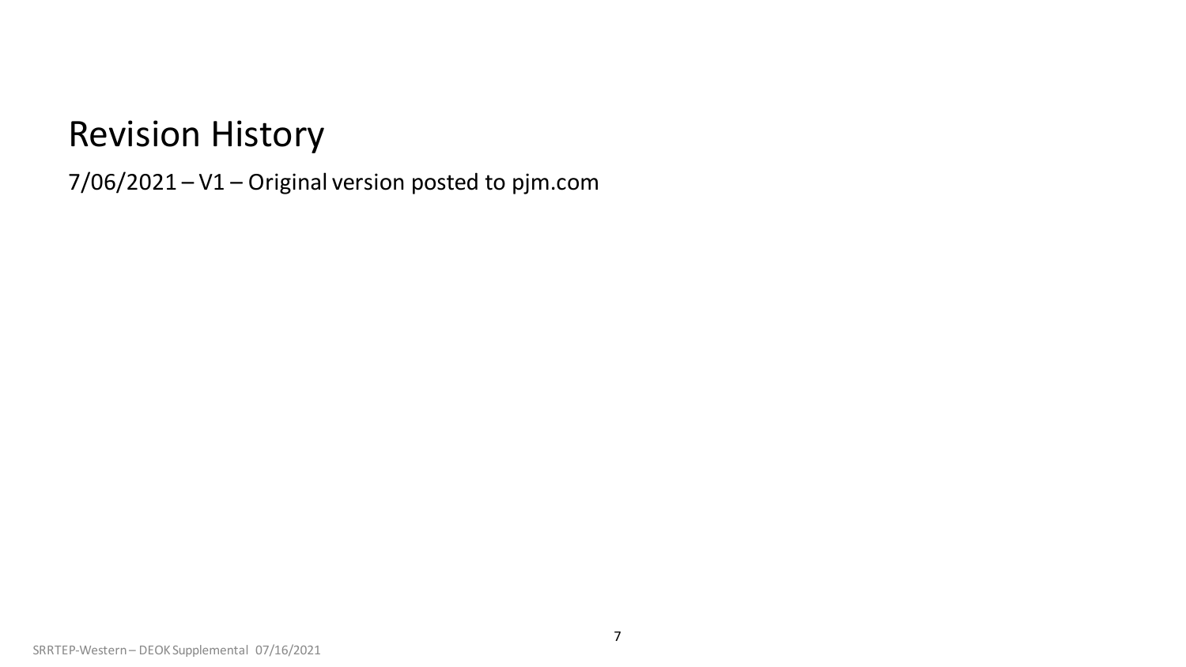# Revision History

7/06/2021 – V1 – Original version posted to pjm.com